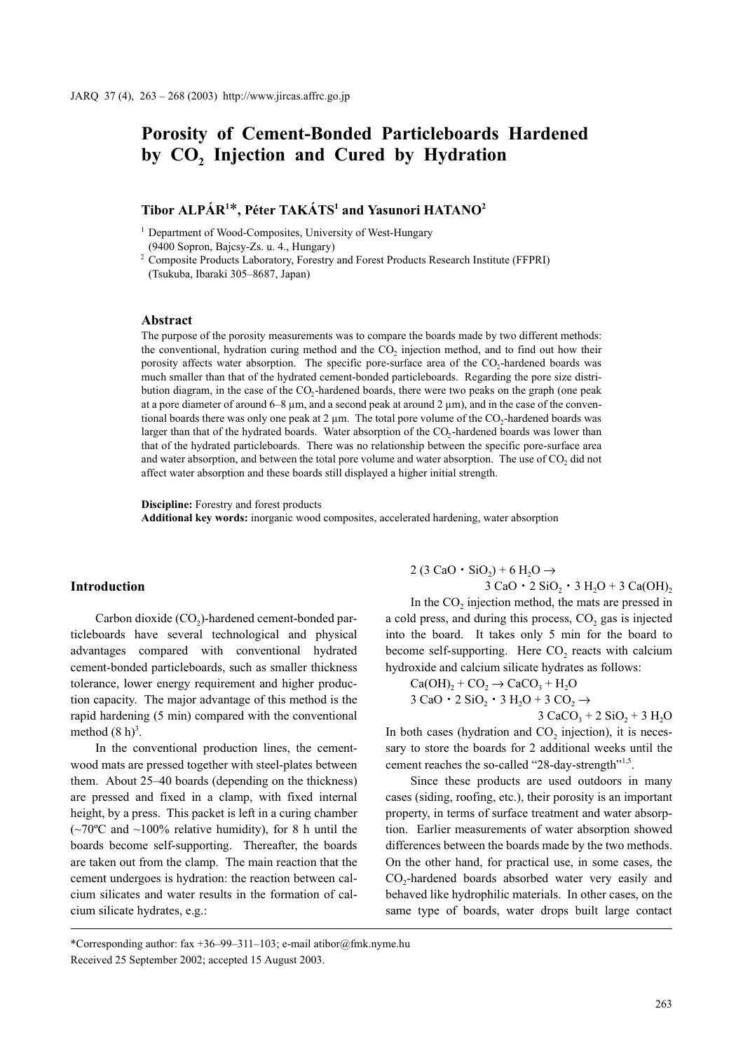# Porosity of Cement-Bonded Particleboards Hardened by $CO_2$ Injection and Cured by Hydration

**Tibor ALPÁR[1]*, Péter TAKÁTS[1] and Yasunori HATANO[2]**

[1] Department of Wood-Composites, University of West-Hungary (9400 Sopron, Bajcsy-Zs. u. 4., Hungary)

[2] Composite Products Laboratory, Forestry and Forest Products Research Institute (FFPRI) (Tsukuba, Ibaraki 305–8687, Japan)

## Abstract

The purpose of the porosity measurements was to compare the boards made by two different methods: the conventional, hydration curing method and the $CO_2$ injection method, and to find out how their porosity affects water absorption. The specific pore-surface area of the $CO_2$-hardened boards was much smaller than that of the hydrated cement-bonded particleboards. Regarding the pore size distribution diagram, in the case of the $CO_2$-hardened boards, there were two peaks on the graph (one peak at a pore diameter of around 6–8 µm, and a second peak at around 2 µm), and in the case of the conventional boards there was only one peak at 2 µm. The total pore volume of the $CO_2$-hardened boards was larger than that of the hydrated boards. Water absorption of the $CO_2$-hardened boards was lower than that of the hydrated particleboards. There was no relationship between the specific pore-surface area and water absorption, and between the total pore volume and water absorption. The use of $CO_2$ did not affect water absorption and these boards still displayed a higher initial strength.

**Discipline:** Forestry and forest products
**Additional key words:** inorganic wood composites, accelerated hardening, water absorption

## Introduction

Carbon dioxide ($CO_2$)-hardened cement-bonded particleboards have several technological and physical advantages compared with conventional hydrated cement-bonded particleboards, such as smaller thickness tolerance, lower energy requirement and higher production capacity. The major advantage of this method is the rapid hardening (5 min) compared with the conventional method (8 h)[3].

In the conventional production lines, the cement-wood mats are pressed together with steel-plates between them. About 25–40 boards (depending on the thickness) are pressed and fixed in a clamp, with fixed internal height, by a press. This packet is left in a curing chamber (~70ºC and ~100% relative humidity), for 8 h until the boards become self-supporting. Thereafter, the boards are taken out from the clamp. The main reaction that the cement undergoes is hydration: the reaction between calcium silicates and water results in the formation of calcium silicate hydrates, e.g.:

$$2\,(3\,CaO \cdot SiO_2) + 6\,H_2O \rightarrow 3\,CaO \cdot 2\,SiO_2 \cdot 3\,H_2O + 3\,Ca(OH)_2$$

In the $CO_2$ injection method, the mats are pressed in a cold press, and during this process, $CO_2$ gas is injected into the board. It takes only 5 min for the board to become self-supporting. Here $CO_2$ reacts with calcium hydroxide and calcium silicate hydrates as follows:

$$Ca(OH)_2 + CO_2 \rightarrow CaCO_3 + H_2O$$

$$3\,CaO \cdot 2\,SiO_2 \cdot 3\,H_2O + 3\,CO_2 \rightarrow 3\,CaCO_3 + 2\,SiO_2 + 3\,H_2O$$

In both cases (hydration and $CO_2$ injection), it is necessary to store the boards for 2 additional weeks until the cement reaches the so-called "28-day-strength"[1,5].

Since these products are used outdoors in many cases (siding, roofing, etc.), their porosity is an important property, in terms of surface treatment and water absorption. Earlier measurements of water absorption showed differences between the boards made by the two methods. On the other hand, for practical use, in some cases, the $CO_2$-hardened boards absorbed water very easily and behaved like hydrophilic materials. In other cases, on the same type of boards, water drops built large contact

*Corresponding author: fax +36–99–311–103; e-mail atibor@fmk.nyme.hu
Received 25 September 2002; accepted 15 August 2003.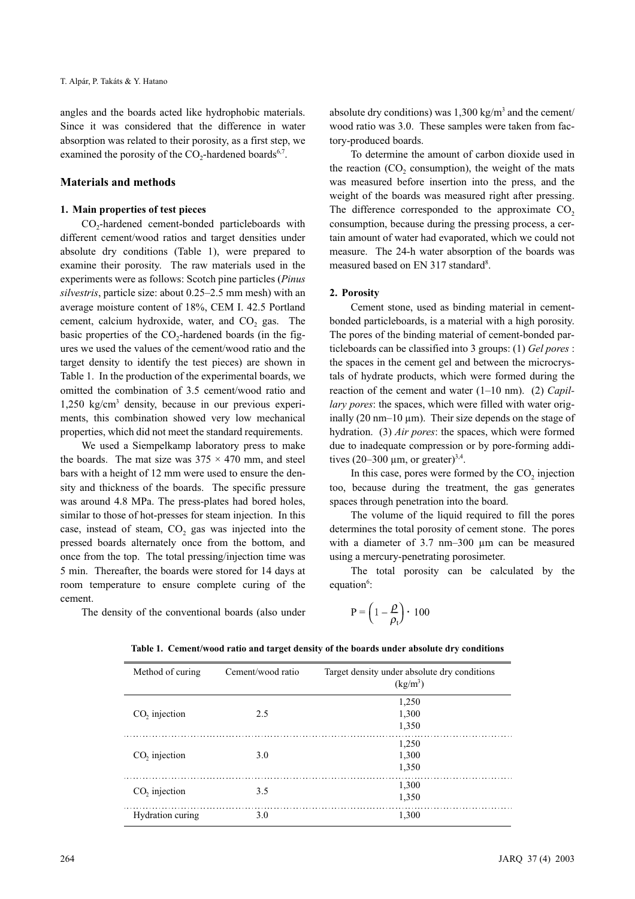angles and the boards acted like hydrophobic materials. Since it was considered that the difference in water absorption was related to their porosity, as a first step, we examined the porosity of the $CO_2$-hardened boards[6,7].

## Materials and methods

### 1. Main properties of test pieces

$CO_2$-hardened cement-bonded particleboards with different cement/wood ratios and target densities under absolute dry conditions (Table 1), were prepared to examine their porosity. The raw materials used in the experiments were as follows: Scotch pine particles (*Pinus silvestris*, particle size: about 0.25–2.5 mm mesh) with an average moisture content of 18%, CEM I. 42.5 Portland cement, calcium hydroxide, water, and $CO_2$ gas. The basic properties of the $CO_2$-hardened boards (in the figures we used the values of the cement/wood ratio and the target density to identify the test pieces) are shown in Table 1. In the production of the experimental boards, we omitted the combination of 3.5 cement/wood ratio and 1,250 kg/cm$^3$ density, because in our previous experiments, this combination showed very low mechanical properties, which did not meet the standard requirements.

We used a Siempelkamp laboratory press to make the boards. The mat size was 375 × 470 mm, and steel bars with a height of 12 mm were used to ensure the density and thickness of the boards. The specific pressure was around 4.8 MPa. The press-plates had bored holes, similar to those of hot-presses for steam injection. In this case, instead of steam, $CO_2$ gas was injected into the pressed boards alternately once from the bottom, and once from the top. The total pressing/injection time was 5 min. Thereafter, the boards were stored for 14 days at room temperature to ensure complete curing of the cement.

The density of the conventional boards (also under absolute dry conditions) was 1,300 kg/m$^3$ and the cement/wood ratio was 3.0. These samples were taken from factory-produced boards.

To determine the amount of carbon dioxide used in the reaction ($CO_2$ consumption), the weight of the mats was measured before insertion into the press, and the weight of the boards was measured right after pressing. The difference corresponded to the approximate $CO_2$ consumption, because during the pressing process, a certain amount of water had evaporated, which we could not measure. The 24-h water absorption of the boards was measured based on EN 317 standard[8].

### 2. Porosity

Cement stone, used as binding material in cement-bonded particleboards, is a material with a high porosity. The pores of the binding material of cement-bonded particleboards can be classified into 3 groups: (1) *Gel pores* : the spaces in the cement gel and between the microcrystals of hydrate products, which were formed during the reaction of the cement and water (1–10 nm). (2) *Capillary pores*: the spaces, which were filled with water originally (20 nm–10 μm). Their size depends on the stage of hydration. (3) *Air pores*: the spaces, which were formed due to inadequate compression or by pore-forming additives (20–300 μm, or greater)[3,4].

In this case, pores were formed by the $CO_2$ injection too, because during the treatment, the gas generates spaces through penetration into the board.

The volume of the liquid required to fill the pores determines the total porosity of cement stone. The pores with a diameter of 3.7 nm–300 μm can be measured using a mercury-penetrating porosimeter.

The total porosity can be calculated by the equation[6]:

$$P = \left(1 - \frac{\rho}{\rho_t}\right) \cdot 100$$

**Table 1. Cement/wood ratio and target density of the boards under absolute dry conditions**

| Method of curing | Cement/wood ratio | Target density under absolute dry conditions (kg/m$^3$) |
|---|---|---|
| $CO_2$ injection | 2.5 | 1,250 |
| | | 1,300 |
| | | 1,350 |
| $CO_2$ injection | 3.0 | 1,250 |
| | | 1,300 |
| | | 1,350 |
| $CO_2$ injection | 3.5 | 1,300 |
| | | 1,350 |
| Hydration curing | 3.0 | 1,300 |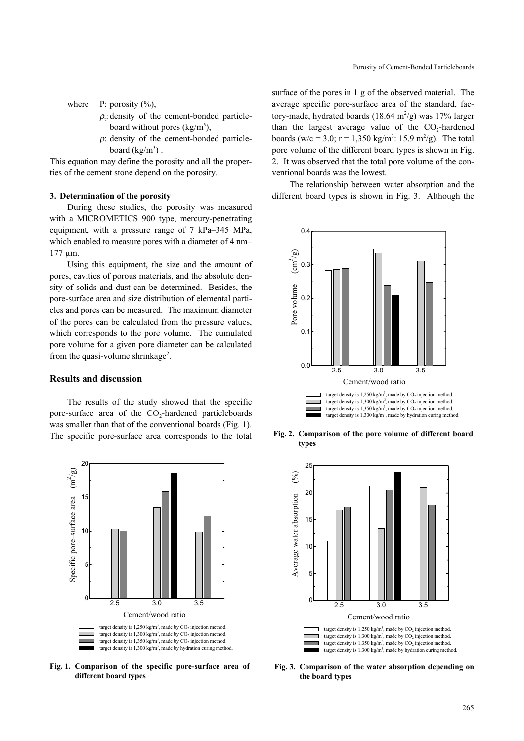where P: porosity (%),

$\rho_t$: density of the cement-bonded particleboard without pores (kg/m$^3$),

$\rho$: density of the cement-bonded particleboard (kg/m$^3$) .

This equation may define the porosity and all the properties of the cement stone depend on the porosity.

### 3. Determination of the porosity

During these studies, the porosity was measured with a MICROMETICS 900 type, mercury-penetrating equipment, with a pressure range of 7 kPa–345 MPa, which enabled to measure pores with a diameter of 4 nm–177 μm.

Using this equipment, the size and the amount of pores, cavities of porous materials, and the absolute density of solids and dust can be determined. Besides, the pore-surface area and size distribution of elemental particles and pores can be measured. The maximum diameter of the pores can be calculated from the pressure values, which corresponds to the pore volume. The cumulated pore volume for a given pore diameter can be calculated from the quasi-volume shrinkage[2].

## Results and discussion

The results of the study showed that the specific pore-surface area of the $CO_2$-hardened particleboards was smaller than that of the conventional boards (Fig. 1). The specific pore-surface area corresponds to the total surface of the pores in 1 g of the observed material. The average specific pore-surface area of the standard, factory-made, hydrated boards (18.64 m$^2$/g) was 17% larger than the largest average value of the $CO_2$-hardened boards (w/c = 3.0; r = 1,350 kg/m$^3$: 15.9 m$^2$/g). The total pore volume of the different board types is shown in Fig. 2. It was observed that the total pore volume of the conventional boards was the lowest.

The relationship between water absorption and the different board types is shown in Fig. 3. Although the

**Fig. 1. Comparison of the specific pore-surface area of different board types**

**Fig. 2. Comparison of the pore volume of different board types**

**Fig. 3. Comparison of the water absorption depending on the board types**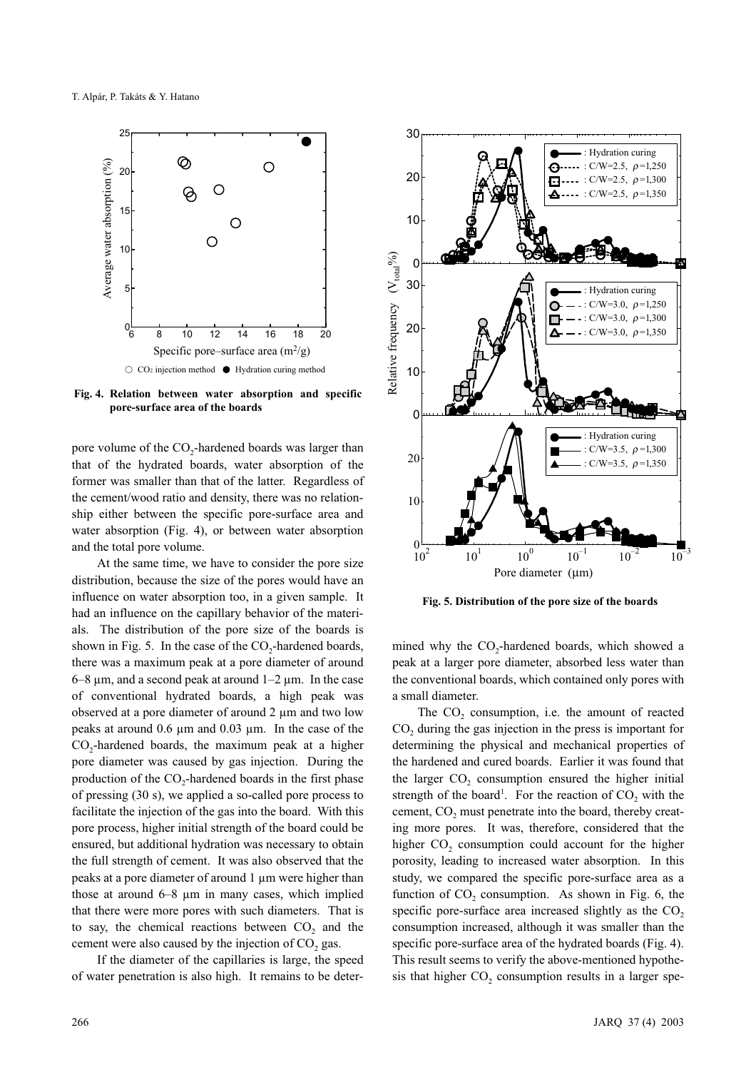Fig. 4. Relation between water absorption and specific pore-surface area of the boards

pore volume of the $CO_2$-hardened boards was larger than that of the hydrated boards, water absorption of the former was smaller than that of the latter. Regardless of the cement/wood ratio and density, there was no relationship either between the specific pore-surface area and water absorption (Fig. 4), or between water absorption and the total pore volume.

At the same time, we have to consider the pore size distribution, because the size of the pores would have an influence on water absorption too, in a given sample. It had an influence on the capillary behavior of the materials. The distribution of the pore size of the boards is shown in Fig. 5. In the case of the $CO_2$-hardened boards, there was a maximum peak at a pore diameter of around 6–8 µm, and a second peak at around 1–2 µm. In the case of conventional hydrated boards, a high peak was observed at a pore diameter of around 2 µm and two low peaks at around 0.6 µm and 0.03 µm. In the case of the $CO_2$-hardened boards, the maximum peak at a higher pore diameter was caused by gas injection. During the production of the $CO_2$-hardened boards in the first phase of pressing (30 s), we applied a so-called pore process to facilitate the injection of the gas into the board. With this pore process, higher initial strength of the board could be ensured, but additional hydration was necessary to obtain the full strength of cement. It was also observed that the peaks at a pore diameter of around 1 µm were higher than those at around 6–8 µm in many cases, which implied that there were more pores with such diameters. That is to say, the chemical reactions between $CO_2$ and the cement were also caused by the injection of $CO_2$ gas.

If the diameter of the capillaries is large, the speed of water penetration is also high. It remains to be determined why the $CO_2$-hardened boards, which showed a peak at a larger pore diameter, absorbed less water than the conventional boards, which contained only pores with a small diameter.

Fig. 5. Distribution of the pore size of the boards

The $CO_2$ consumption, i.e. the amount of reacted $CO_2$ during the gas injection in the press is important for determining the physical and mechanical properties of the hardened and cured boards. Earlier it was found that the larger $CO_2$ consumption ensured the higher initial strength of the board[1]. For the reaction of $CO_2$ with the cement, $CO_2$ must penetrate into the board, thereby creating more pores. It was, therefore, considered that the higher $CO_2$ consumption could account for the higher porosity, leading to increased water absorption. In this study, we compared the specific pore-surface area as a function of $CO_2$ consumption. As shown in Fig. 6, the specific pore-surface area increased slightly as the $CO_2$ consumption increased, although it was smaller than the specific pore-surface area of the hydrated boards (Fig. 4). This result seems to verify the above-mentioned hypothesis that higher $CO_2$ consumption results in a larger spe-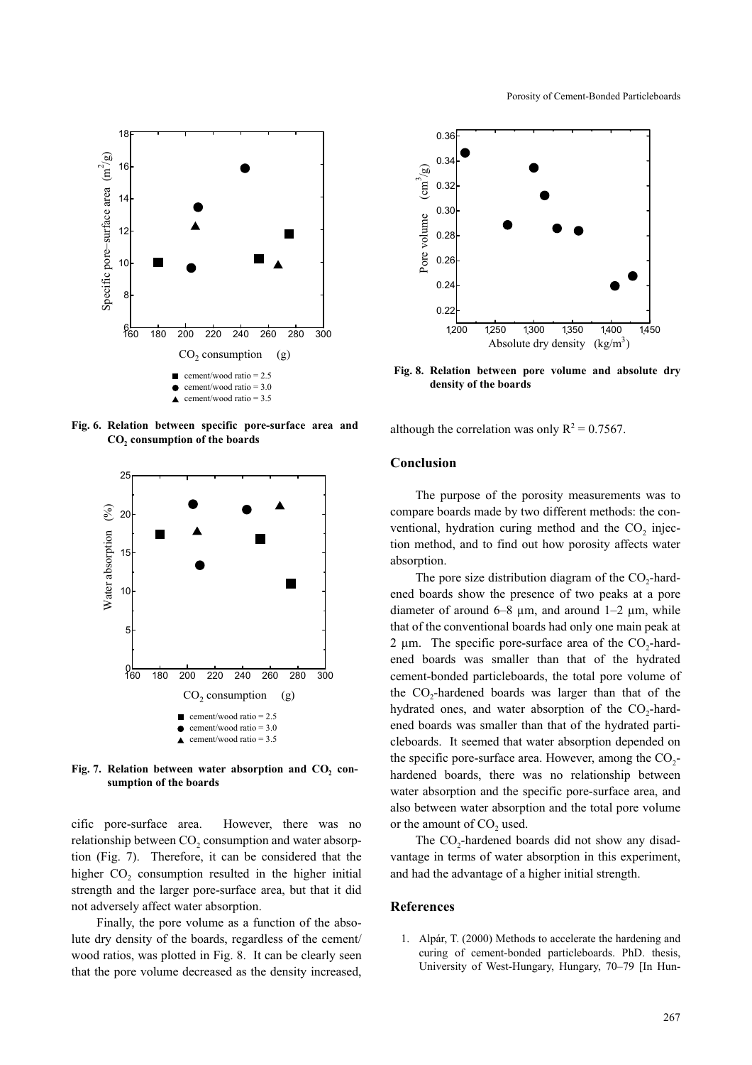Fig. 6. Relation between specific pore-surface area and $CO_2$ consumption of the boards

Fig. 7. Relation between water absorption and $CO_2$ consumption of the boards

cific pore-surface area. However, there was no relationship between $CO_2$ consumption and water absorption (Fig. 7). Therefore, it can be considered that the higher $CO_2$ consumption resulted in the higher initial strength and the larger pore-surface area, but that it did not adversely affect water absorption.

Finally, the pore volume as a function of the absolute dry density of the boards, regardless of the cement/wood ratios, was plotted in Fig. 8. It can be clearly seen that the pore volume decreased as the density increased, although the correlation was only $R^2 = 0.7567$.

Fig. 8. Relation between pore volume and absolute dry density of the boards

## Conclusion

The purpose of the porosity measurements was to compare boards made by two different methods: the conventional, hydration curing method and the $CO_2$ injection method, and to find out how porosity affects water absorption.

The pore size distribution diagram of the $CO_2$-hardened boards show the presence of two peaks at a pore diameter of around 6–8 μm, and around 1–2 μm, while that of the conventional boards had only one main peak at 2 μm. The specific pore-surface area of the $CO_2$-hardened boards was smaller than that of the hydrated cement-bonded particleboards, the total pore volume of the $CO_2$-hardened boards was larger than that of the hydrated ones, and water absorption of the $CO_2$-hardened boards was smaller than that of the hydrated particleboards. It seemed that water absorption depended on the specific pore-surface area. However, among the $CO_2$-hardened boards, there was no relationship between water absorption and the specific pore-surface area, and also between water absorption and the total pore volume or the amount of $CO_2$ used.

The $CO_2$-hardened boards did not show any disadvantage in terms of water absorption in this experiment, and had the advantage of a higher initial strength.

## References

1. Alpár, T. (2000) Methods to accelerate the hardening and curing of cement-bonded particleboards. PhD. thesis, University of West-Hungary, Hungary, 70–79 [In Hun-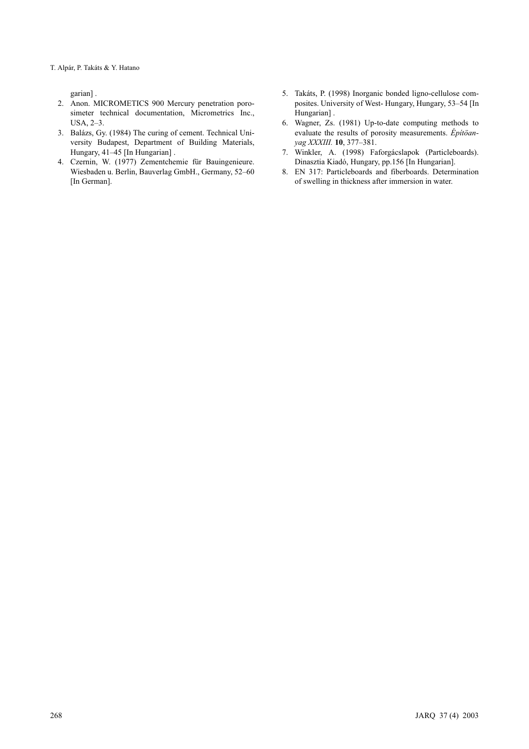garian] .

2. Anon. MICROMETICS 900 Mercury penetration porosimeter technical documentation, Micrometrics Inc., USA, 2–3.
3. Balázs, Gy. (1984) The curing of cement. Technical University Budapest, Department of Building Materials, Hungary, 41–45 [In Hungarian] .
4. Czernin, W. (1977) Zementchemie für Bauingenieure. Wiesbaden u. Berlin, Bauverlag GmbH., Germany, 52–60 [In German].
5. Takáts, P. (1998) Inorganic bonded ligno-cellulose composites. University of West- Hungary, Hungary, 53–54 [In Hungarian] .
6. Wagner, Zs. (1981) Up-to-date computing methods to evaluate the results of porosity measurements. *Építöanyag XXXIII.* **10**, 377–381.
7. Winkler, A. (1998) Faforgácslapok (Particleboards). Dinasztia Kiadó, Hungary, pp.156 [In Hungarian].
8. EN 317: Particleboards and fiberboards. Determination of swelling in thickness after immersion in water.